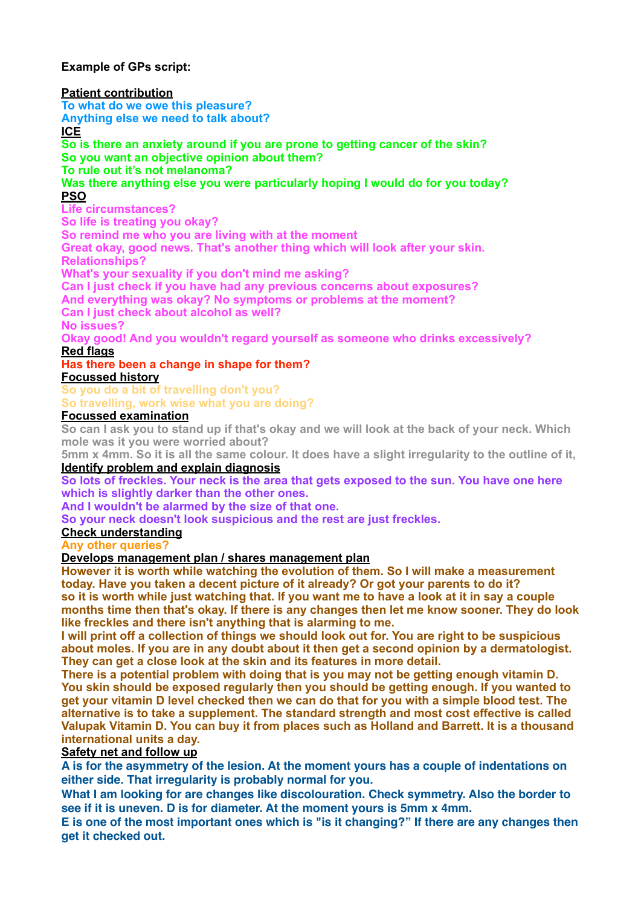**Example of GPs script:**

**Patient contribution**

**To what do we owe this pleasure?**
**Anything else we need to talk about?**

**ICE**

**So is there an anxiety around if you are prone to getting cancer of the skin?**
**So you want an objective opinion about them?**
**To rule out it's not melanoma?**
**Was there anything else you were particularly hoping I would do for you today?**

**PSO**

**Life circumstances?**
**So life is treating you okay?**
**So remind me who you are living with at the moment**
**Great okay, good news. That's another thing which will look after your skin.**
**Relationships?**
**What's your sexuality if you don't mind me asking?**
**Can I just check if you have had any previous concerns about exposures?**
**And everything was okay? No symptoms or problems at the moment?**
**Can I just check about alcohol as well?**
**No issues?**
**Okay good! And you wouldn't regard yourself as someone who drinks excessively?**

**Red flags**

**Has there been a change in shape for them?**

**Focussed history**

**So you do a bit of travelling don't you?**
**So travelling, work wise what you are doing?**

**Focussed examination**

**So can I ask you to stand up if that's okay and we will look at the back of your neck. Which mole was it you were worried about?**
**5mm x 4mm. So it is all the same colour. It does have a slight irregularity to the outline of it,**

**Identify problem and explain diagnosis**

**So lots of freckles. Your neck is the area that gets exposed to the sun. You have one here which is slightly darker than the other ones.**
**And I wouldn't be alarmed by the size of that one.**
**So your neck doesn't look suspicious and the rest are just freckles.**

**Check understanding**

**Any other queries?**

**Develops management plan / shares management plan**

**However it is worth while watching the evolution of them. So I will make a measurement today. Have you taken a decent picture of it already? Or got your parents to do it?**
**so it is worth while just watching that. If you want me to have a look at it in say a couple months time then that's okay. If there is any changes then let me know sooner. They do look like freckles and there isn't anything that is alarming to me.**
**I will print off a collection of things we should look out for. You are right to be suspicious about moles. If you are in any doubt about it then get a second opinion by a dermatologist. They can get a close look at the skin and its features in more detail.**
**There is a potential problem with doing that is you may not be getting enough vitamin D. You skin should be exposed regularly then you should be getting enough. If you wanted to get your vitamin D level checked then we can do that for you with a simple blood test. The alternative is to take a supplement. The standard strength and most cost effective is called Valupak Vitamin D. You can buy it from places such as Holland and Barrett. It is a thousand international units a day.**

**Safety net and follow up**

**A is for the asymmetry of the lesion. At the moment yours has a couple of indentations on either side. That irregularity is probably normal for you.**
**What I am looking for are changes like discolouration. Check symmetry. Also the border to see if it is uneven. D is for diameter. At the moment yours is 5mm x 4mm.**
**E is one of the most important ones which is "is it changing?" If there are any changes then get it checked out.**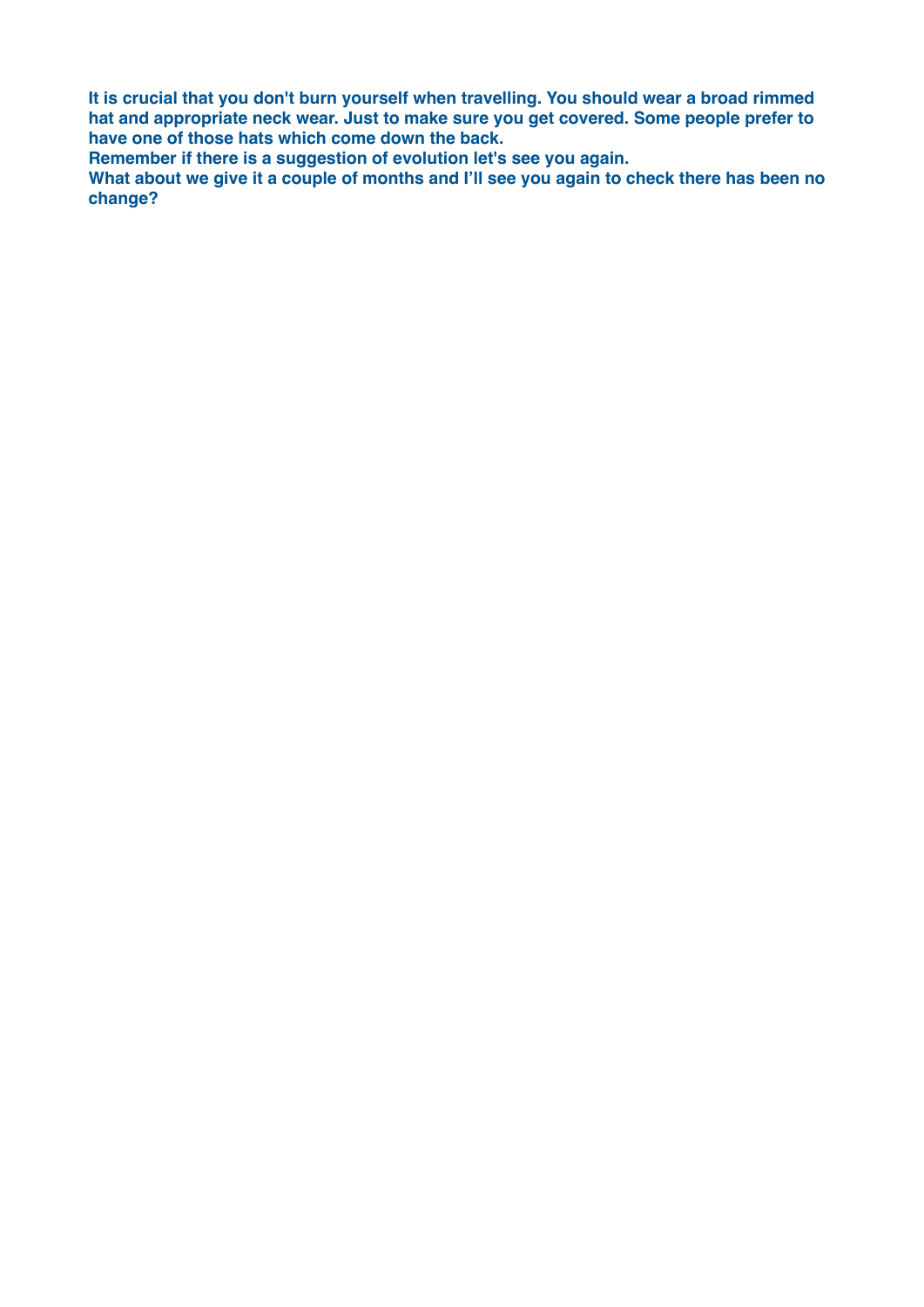**It is crucial that you don't burn yourself when travelling. You should wear a broad rimmed hat and appropriate neck wear. Just to make sure you get covered. Some people prefer to have one of those hats which come down the back.**

**Remember if there is a suggestion of evolution let's see you again.**

**What about we give it a couple of months and I'll see you again to check there has been no change?**